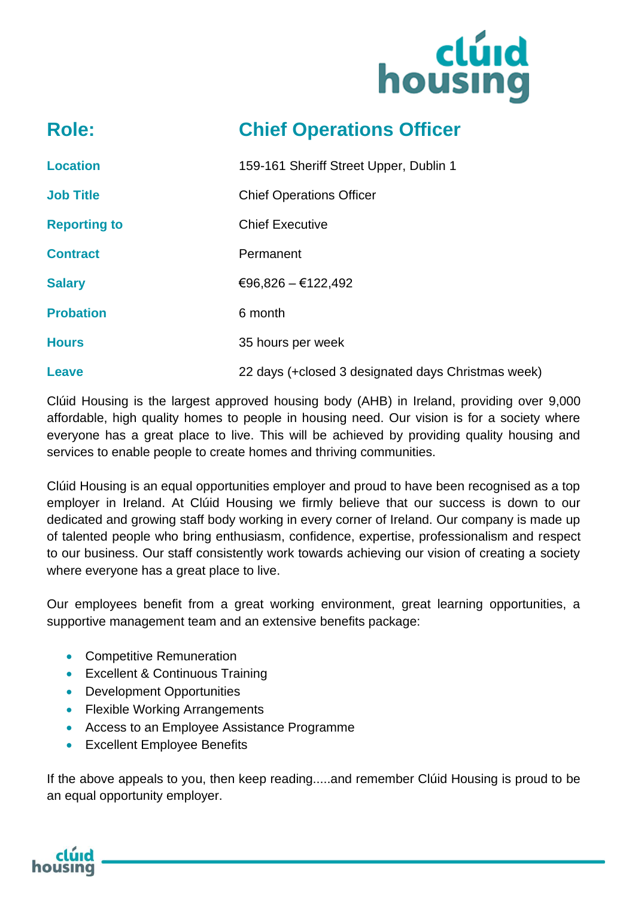## Role: Chief Operations Officer

| | |
|---|---|
| **Location** | 159-161 Sheriff Street Upper, Dublin 1 |
| **Job Title** | Chief Operations Officer |
| **Reporting to** | Chief Executive |
| **Contract** | Permanent |
| **Salary** | €96,826 – €122,492 |
| **Probation** | 6 month |
| **Hours** | 35 hours per week |
| **Leave** | 22 days (+closed 3 designated days Christmas week) |

Clúid Housing is the largest approved housing body (AHB) in Ireland, providing over 9,000 affordable, high quality homes to people in housing need. Our vision is for a society where everyone has a great place to live. This will be achieved by providing quality housing and services to enable people to create homes and thriving communities.

Clúid Housing is an equal opportunities employer and proud to have been recognised as a top employer in Ireland. At Clúid Housing we firmly believe that our success is down to our dedicated and growing staff body working in every corner of Ireland. Our company is made up of talented people who bring enthusiasm, confidence, expertise, professionalism and respect to our business. Our staff consistently work towards achieving our vision of creating a society where everyone has a great place to live.

Our employees benefit from a great working environment, great learning opportunities, a supportive management team and an extensive benefits package:

- Competitive Remuneration
- Excellent & Continuous Training
- Development Opportunities
- Flexible Working Arrangements
- Access to an Employee Assistance Programme
- Excellent Employee Benefits

If the above appeals to you, then keep reading.....and remember Clúid Housing is proud to be an equal opportunity employer.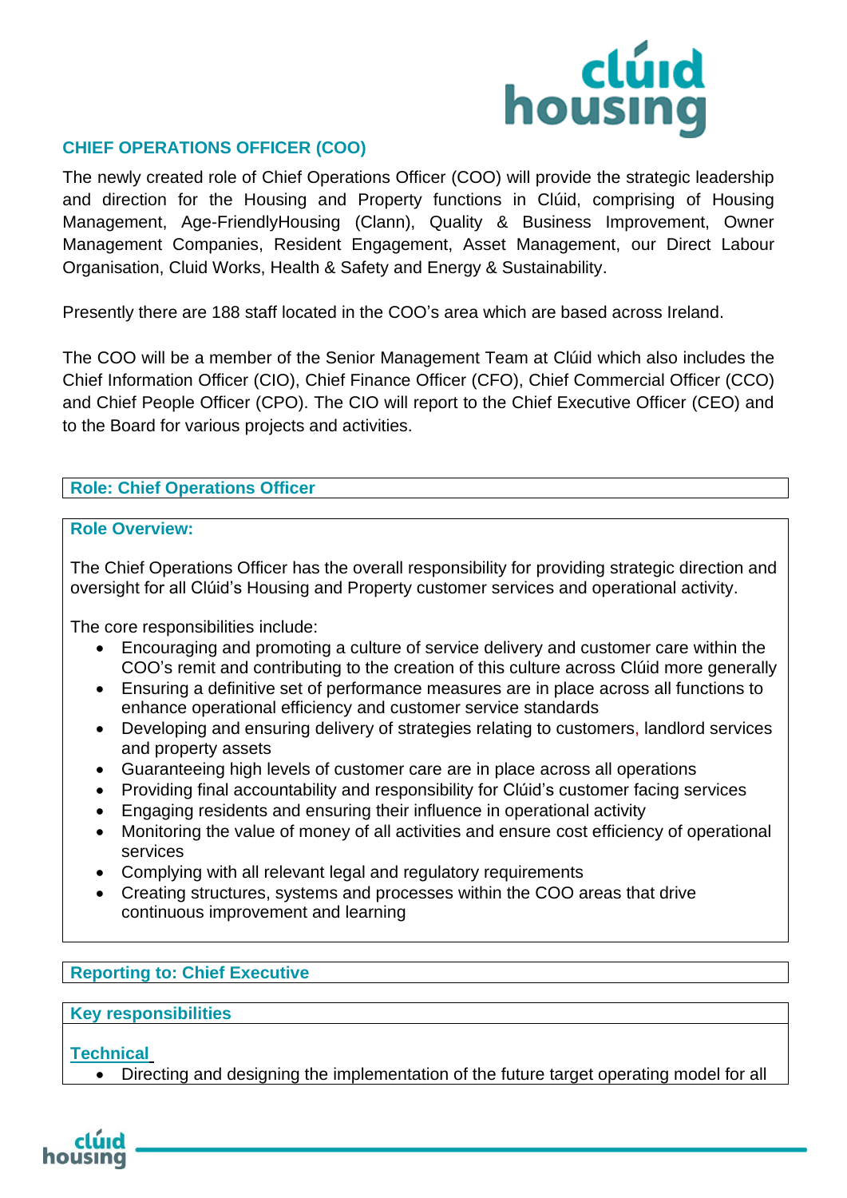## CHIEF OPERATIONS OFFICER (COO)

The newly created role of Chief Operations Officer (COO) will provide the strategic leadership and direction for the Housing and Property functions in Clúid, comprising of Housing Management, Age-FriendlyHousing (Clann), Quality & Business Improvement, Owner Management Companies, Resident Engagement, Asset Management, our Direct Labour Organisation, Cluid Works, Health & Safety and Energy & Sustainability.

Presently there are 188 staff located in the COO's area which are based across Ireland.

The COO will be a member of the Senior Management Team at Clúid which also includes the Chief Information Officer (CIO), Chief Finance Officer (CFO), Chief Commercial Officer (CCO) and Chief People Officer (CPO). The CIO will report to the Chief Executive Officer (CEO) and to the Board for various projects and activities.

### Role: Chief Operations Officer

### Role Overview:

The Chief Operations Officer has the overall responsibility for providing strategic direction and oversight for all Clúid's Housing and Property customer services and operational activity.

The core responsibilities include:

- Encouraging and promoting a culture of service delivery and customer care within the COO's remit and contributing to the creation of this culture across Clúid more generally
- Ensuring a definitive set of performance measures are in place across all functions to enhance operational efficiency and customer service standards
- Developing and ensuring delivery of strategies relating to customers, landlord services and property assets
- Guaranteeing high levels of customer care are in place across all operations
- Providing final accountability and responsibility for Clúid's customer facing services
- Engaging residents and ensuring their influence in operational activity
- Monitoring the value of money of all activities and ensure cost efficiency of operational services
- Complying with all relevant legal and regulatory requirements
- Creating structures, systems and processes within the COO areas that drive continuous improvement and learning

### Reporting to: Chief Executive

### Key responsibilities

**Technical**

- Directing and designing the implementation of the future target operating model for all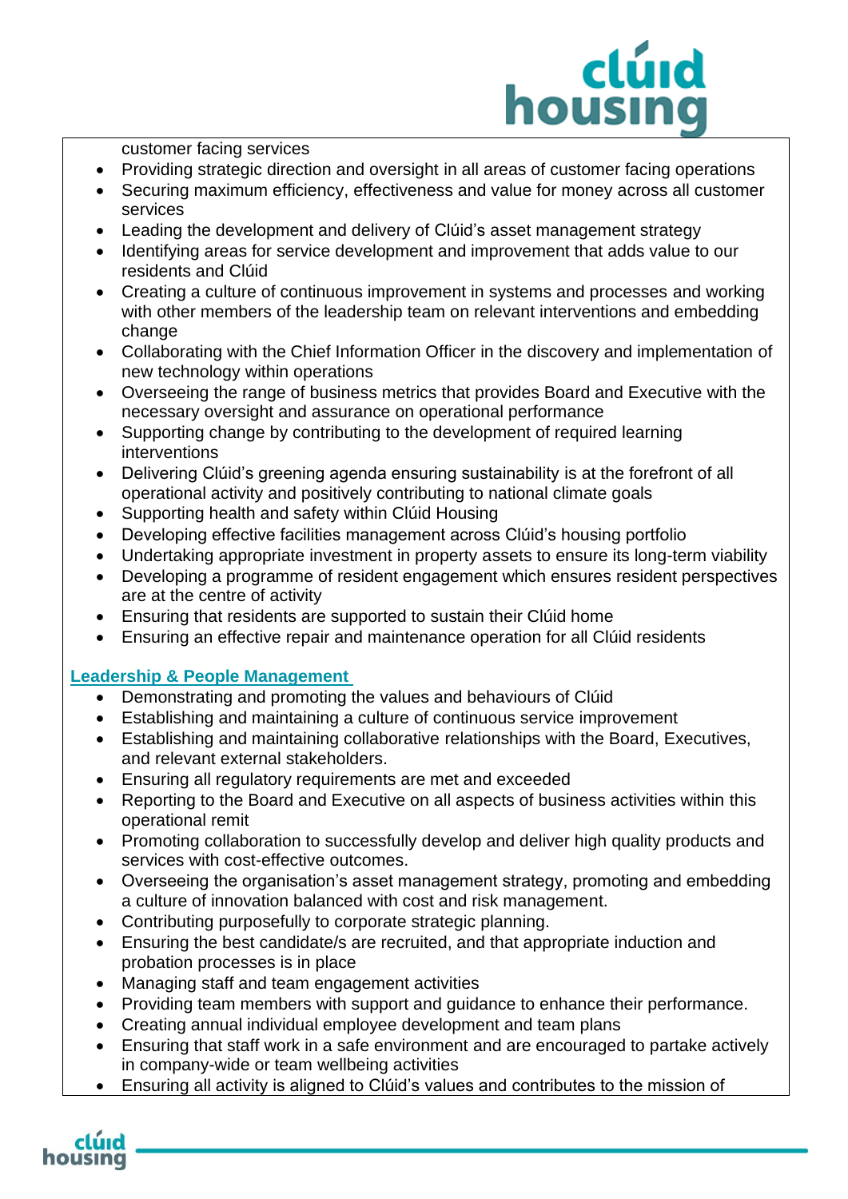customer facing services

- Providing strategic direction and oversight in all areas of customer facing operations
- Securing maximum efficiency, effectiveness and value for money across all customer services
- Leading the development and delivery of Clúid's asset management strategy
- Identifying areas for service development and improvement that adds value to our residents and Clúid
- Creating a culture of continuous improvement in systems and processes and working with other members of the leadership team on relevant interventions and embedding change
- Collaborating with the Chief Information Officer in the discovery and implementation of new technology within operations
- Overseeing the range of business metrics that provides Board and Executive with the necessary oversight and assurance on operational performance
- Supporting change by contributing to the development of required learning interventions
- Delivering Clúid's greening agenda ensuring sustainability is at the forefront of all operational activity and positively contributing to national climate goals
- Supporting health and safety within Clúid Housing
- Developing effective facilities management across Clúid's housing portfolio
- Undertaking appropriate investment in property assets to ensure its long-term viability
- Developing a programme of resident engagement which ensures resident perspectives are at the centre of activity
- Ensuring that residents are supported to sustain their Clúid home
- Ensuring an effective repair and maintenance operation for all Clúid residents

**Leadership & People Management**

- Demonstrating and promoting the values and behaviours of Clúid
- Establishing and maintaining a culture of continuous service improvement
- Establishing and maintaining collaborative relationships with the Board, Executives, and relevant external stakeholders.
- Ensuring all regulatory requirements are met and exceeded
- Reporting to the Board and Executive on all aspects of business activities within this operational remit
- Promoting collaboration to successfully develop and deliver high quality products and services with cost-effective outcomes.
- Overseeing the organisation's asset management strategy, promoting and embedding a culture of innovation balanced with cost and risk management.
- Contributing purposefully to corporate strategic planning.
- Ensuring the best candidate/s are recruited, and that appropriate induction and probation processes is in place
- Managing staff and team engagement activities
- Providing team members with support and guidance to enhance their performance.
- Creating annual individual employee development and team plans
- Ensuring that staff work in a safe environment and are encouraged to partake actively in company-wide or team wellbeing activities
- Ensuring all activity is aligned to Clúid's values and contributes to the mission of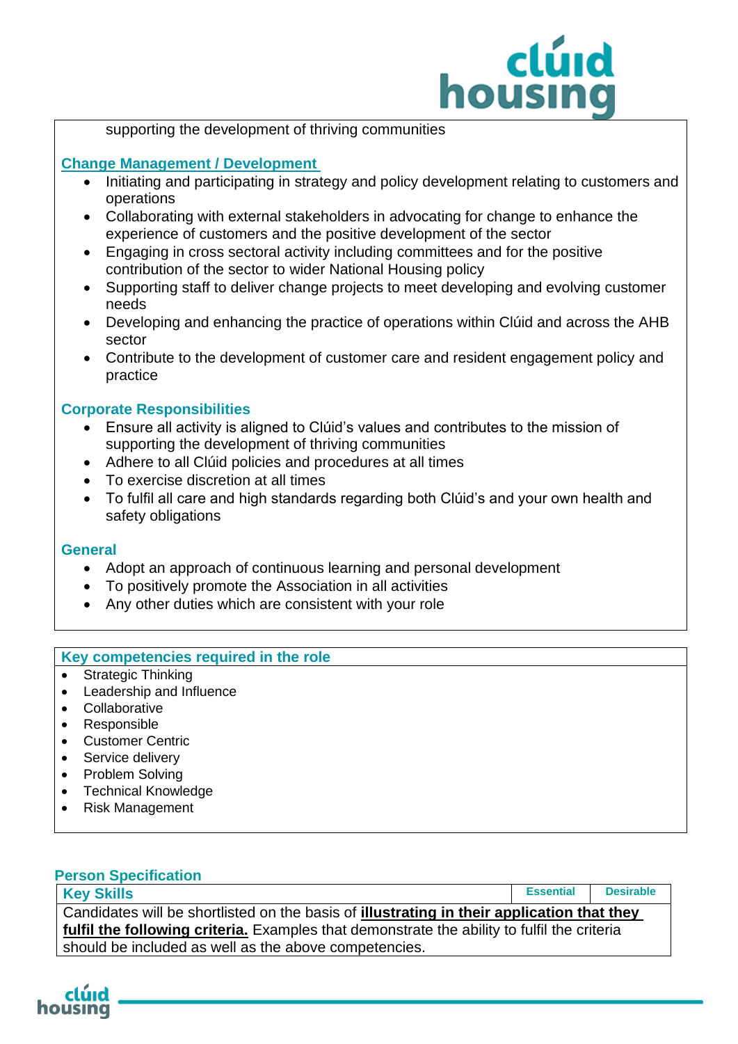supporting the development of thriving communities

## Change Management / Development

- Initiating and participating in strategy and policy development relating to customers and operations
- Collaborating with external stakeholders in advocating for change to enhance the experience of customers and the positive development of the sector
- Engaging in cross sectoral activity including committees and for the positive contribution of the sector to wider National Housing policy
- Supporting staff to deliver change projects to meet developing and evolving customer needs
- Developing and enhancing the practice of operations within Clúid and across the AHB sector
- Contribute to the development of customer care and resident engagement policy and practice

## Corporate Responsibilities

- Ensure all activity is aligned to Clúid's values and contributes to the mission of supporting the development of thriving communities
- Adhere to all Clúid policies and procedures at all times
- To exercise discretion at all times
- To fulfil all care and high standards regarding both Clúid's and your own health and safety obligations

## General

- Adopt an approach of continuous learning and personal development
- To positively promote the Association in all activities
- Any other duties which are consistent with your role

## Key competencies required in the role

- Strategic Thinking
- Leadership and Influence
- Collaborative
- Responsible
- Customer Centric
- Service delivery
- Problem Solving
- Technical Knowledge
- Risk Management

## Person Specification

| Key Skills | Essential | Desirable |
|---|---|---|
| Candidates will be shortlisted on the basis of **illustrating in their application that they fulfil the following criteria.** Examples that demonstrate the ability to fulfil the criteria should be included as well as the above competencies. | | |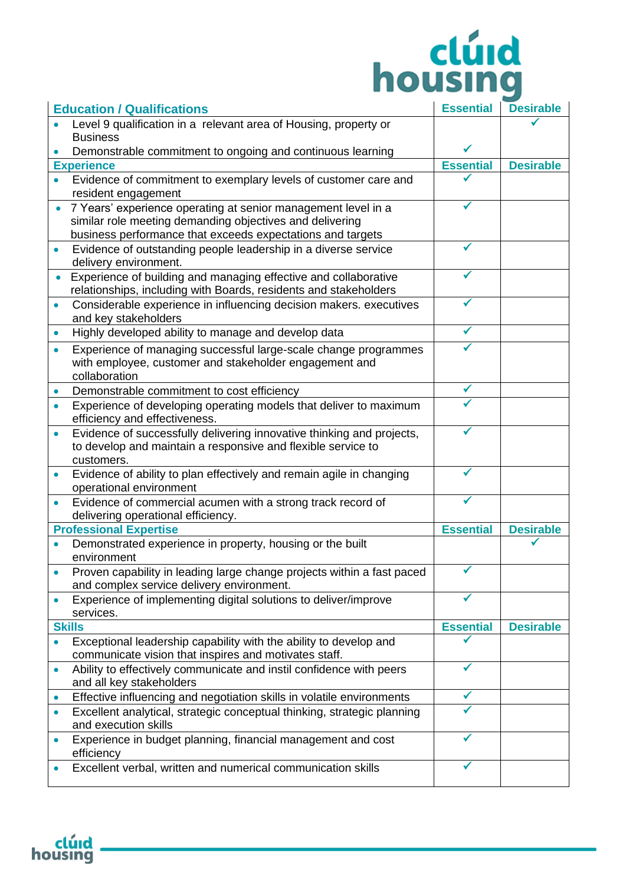| Education / Qualifications | Essential | Desirable |
|---|---|---|
| • Level 9 qualification in a relevant area of Housing, property or Business | | ✓ |
| • Demonstrable commitment to ongoing and continuous learning | ✓ | |
| **Experience** | **Essential** | **Desirable** |
| • Evidence of commitment to exemplary levels of customer care and resident engagement | ✓ | |
| • 7 Years' experience operating at senior management level in a similar role meeting demanding objectives and delivering business performance that exceeds expectations and targets | ✓ | |
| • Evidence of outstanding people leadership in a diverse service delivery environment. | ✓ | |
| • Experience of building and managing effective and collaborative relationships, including with Boards, residents and stakeholders | ✓ | |
| • Considerable experience in influencing decision makers. executives and key stakeholders | ✓ | |
| • Highly developed ability to manage and develop data | ✓ | |
| • Experience of managing successful large-scale change programmes with employee, customer and stakeholder engagement and collaboration | ✓ | |
| • Demonstrable commitment to cost efficiency | ✓ | |
| • Experience of developing operating models that deliver to maximum efficiency and effectiveness. | ✓ | |
| • Evidence of successfully delivering innovative thinking and projects, to develop and maintain a responsive and flexible service to customers. | ✓ | |
| • Evidence of ability to plan effectively and remain agile in changing operational environment | ✓ | |
| • Evidence of commercial acumen with a strong track record of delivering operational efficiency. | ✓ | |
| **Professional Expertise** | **Essential** | **Desirable** |
| • Demonstrated experience in property, housing or the built environment | | ✓ |
| • Proven capability in leading large change projects within a fast paced and complex service delivery environment. | ✓ | |
| • Experience of implementing digital solutions to deliver/improve services. | ✓ | |
| **Skills** | **Essential** | **Desirable** |
| • Exceptional leadership capability with the ability to develop and communicate vision that inspires and motivates staff. | ✓ | |
| • Ability to effectively communicate and instil confidence with peers and all key stakeholders | ✓ | |
| • Effective influencing and negotiation skills in volatile environments | ✓ | |
| • Excellent analytical, strategic conceptual thinking, strategic planning and execution skills | ✓ | |
| • Experience in budget planning, financial management and cost efficiency | ✓ | |
| • Excellent verbal, written and numerical communication skills | ✓ | |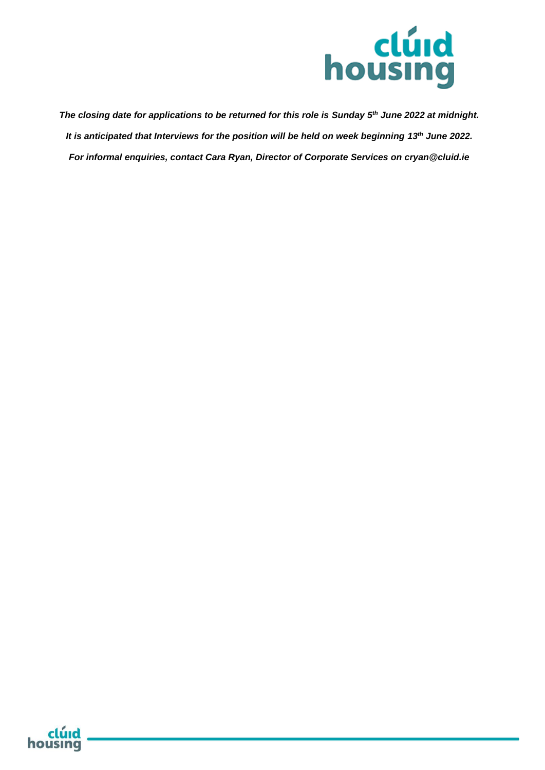***The closing date for applications to be returned for this role is Sunday 5th June 2022 at midnight.***

***It is anticipated that Interviews for the position will be held on week beginning 13th June 2022.***

***For informal enquiries, contact Cara Ryan, Director of Corporate Services on cryan@cluid.ie***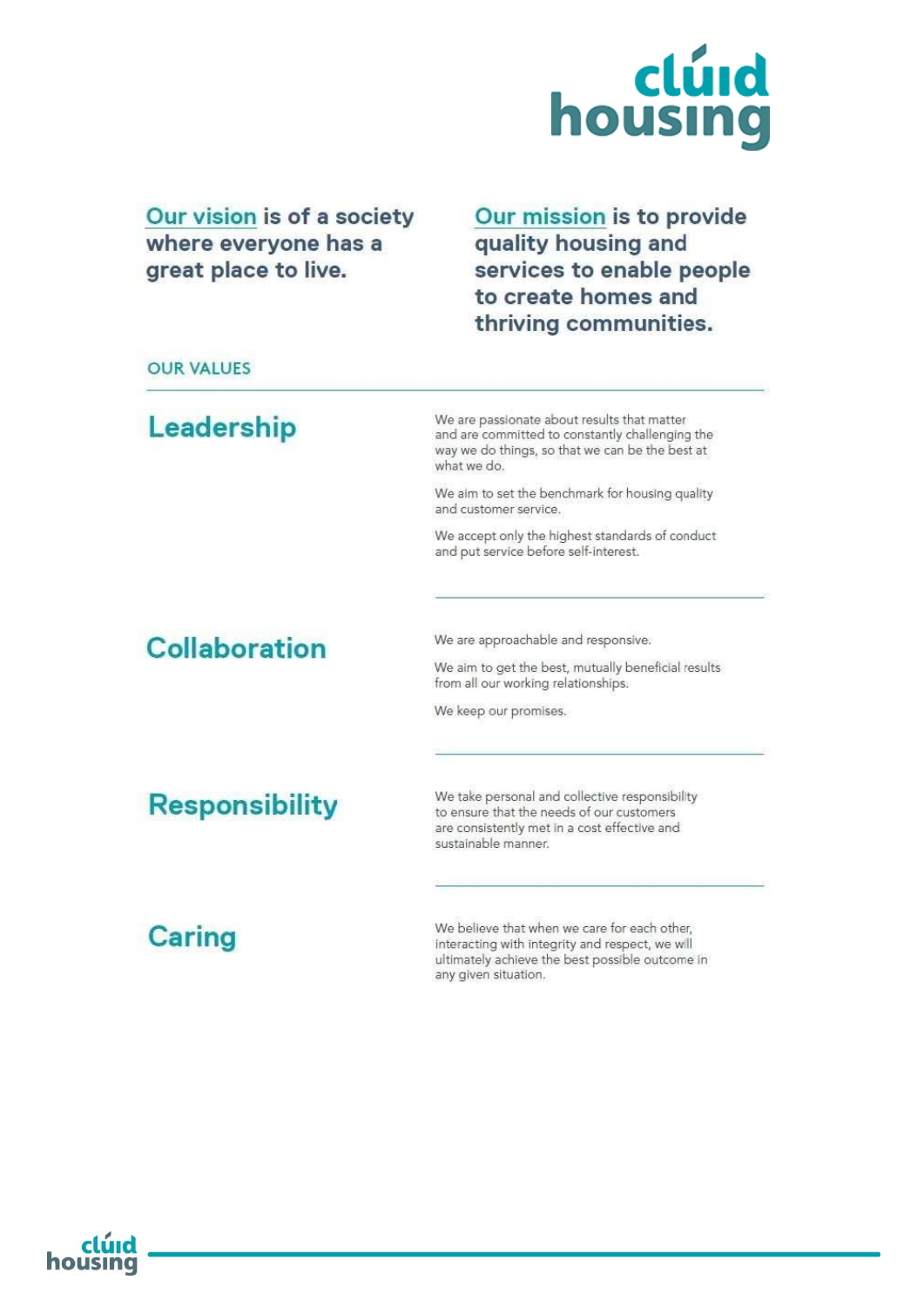**Our vision** is of a society where everyone has a great place to live.

**Our mission** is to provide quality housing and services to enable people to create homes and thriving communities.

## OUR VALUES

### Leadership

We are passionate about results that matter and are committed to constantly challenging the way we do things, so that we can be the best at what we do.

We aim to set the benchmark for housing quality and customer service.

We accept only the highest standards of conduct and put service before self-interest.

### Collaboration

We are approachable and responsive.

We aim to get the best, mutually beneficial results from all our working relationships.

We keep our promises.

### Responsibility

We take personal and collective responsibility to ensure that the needs of our customers are consistently met in a cost effective and sustainable manner.

### Caring

We believe that when we care for each other, interacting with integrity and respect, we will ultimately achieve the best possible outcome in any given situation.